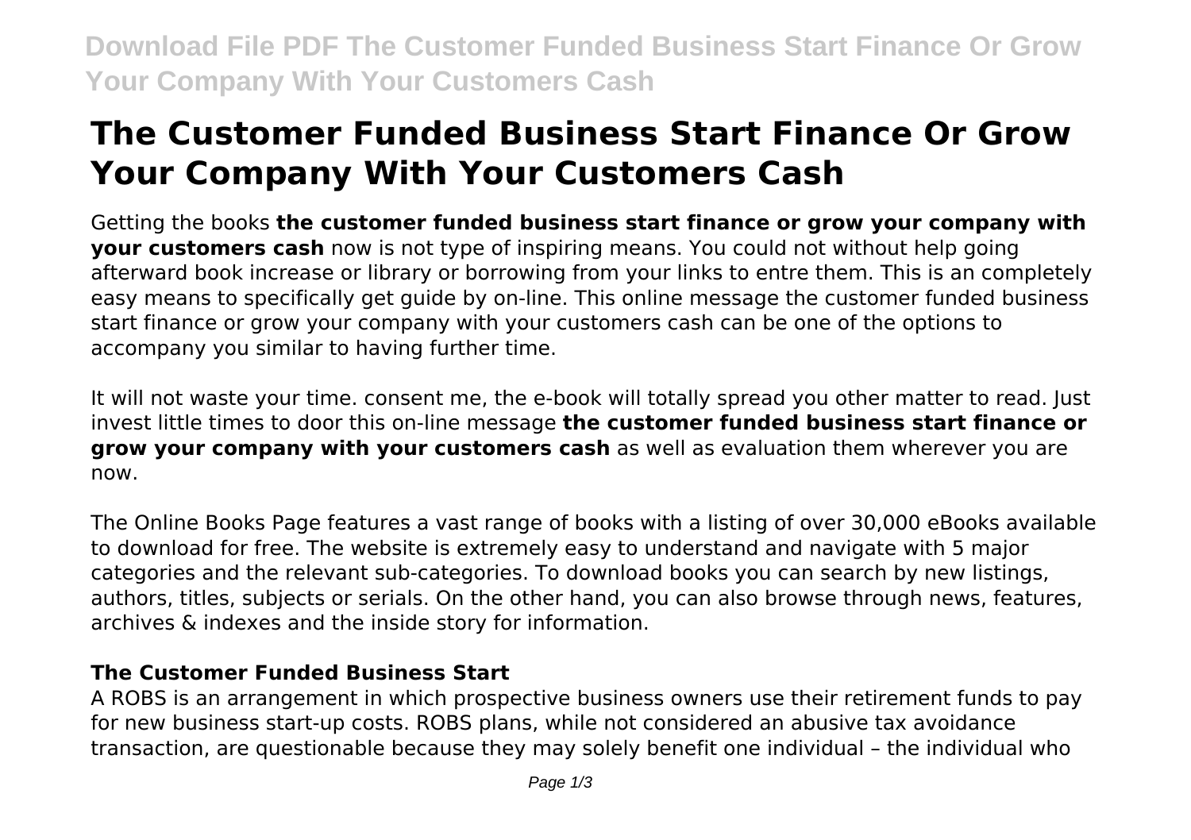# The Customer Funded Business Start Finance Or Grow Your Company With Your Customers Cash

Getting the books **the customer funded business start finance or grow your company with your customers cash** now is not type of inspiring means. You could not without help going afterward book increase or library or borrowing from your links to entre them. This is an completely easy means to specifically get guide by on-line. This online message the customer funded business start finance or grow your company with your customers cash can be one of the options to accompany you similar to having further time.

It will not waste your time. consent me, the e-book will totally spread you other matter to read. Just invest little times to door this on-line message **the customer funded business start finance or grow your company with your customers cash** as well as evaluation them wherever you are now.

The Online Books Page features a vast range of books with a listing of over 30,000 eBooks available to download for free. The website is extremely easy to understand and navigate with 5 major categories and the relevant sub-categories. To download books you can search by new listings, authors, titles, subjects or serials. On the other hand, you can also browse through news, features, archives & indexes and the inside story for information.

### The Customer Funded Business Start

A ROBS is an arrangement in which prospective business owners use their retirement funds to pay for new business start-up costs. ROBS plans, while not considered an abusive tax avoidance transaction, are questionable because they may solely benefit one individual – the individual who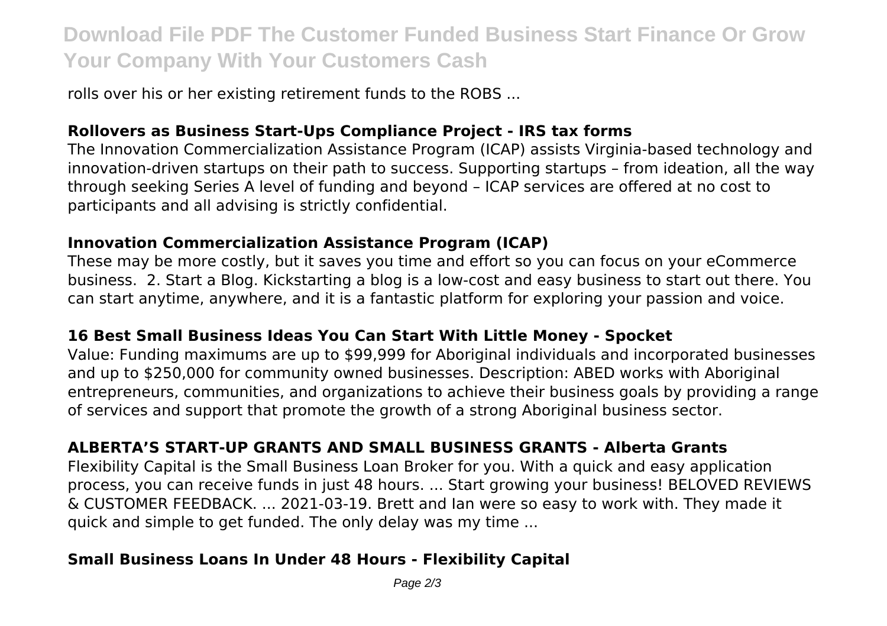rolls over his or her existing retirement funds to the ROBS ...

### Rollovers as Business Start-Ups Compliance Project - IRS tax forms

The Innovation Commercialization Assistance Program (ICAP) assists Virginia-based technology and innovation-driven startups on their path to success. Supporting startups – from ideation, all the way through seeking Series A level of funding and beyond – ICAP services are offered at no cost to participants and all advising is strictly confidential.

### Innovation Commercialization Assistance Program (ICAP)

These may be more costly, but it saves you time and effort so you can focus on your eCommerce business.  2. Start a Blog. Kickstarting a blog is a low-cost and easy business to start out there. You can start anytime, anywhere, and it is a fantastic platform for exploring your passion and voice.

### 16 Best Small Business Ideas You Can Start With Little Money - Spocket

Value: Funding maximums are up to $99,999 for Aboriginal individuals and incorporated businesses and up to $250,000 for community owned businesses. Description: ABED works with Aboriginal entrepreneurs, communities, and organizations to achieve their business goals by providing a range of services and support that promote the growth of a strong Aboriginal business sector.

### ALBERTA'S START-UP GRANTS AND SMALL BUSINESS GRANTS - Alberta Grants

Flexibility Capital is the Small Business Loan Broker for you. With a quick and easy application process, you can receive funds in just 48 hours. ... Start growing your business! BELOVED REVIEWS & CUSTOMER FEEDBACK. ... 2021-03-19. Brett and Ian were so easy to work with. They made it quick and simple to get funded. The only delay was my time ...

### Small Business Loans In Under 48 Hours - Flexibility Capital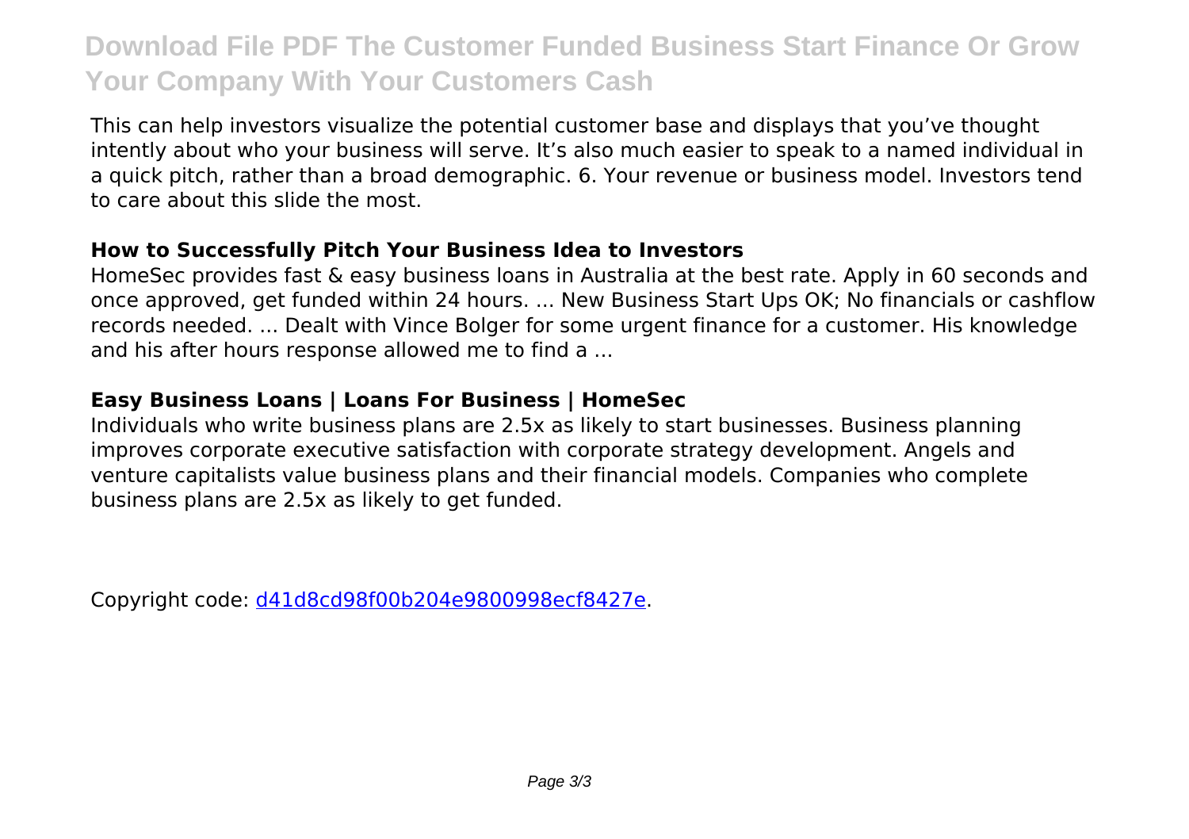This can help investors visualize the potential customer base and displays that you've thought intently about who your business will serve. It's also much easier to speak to a named individual in a quick pitch, rather than a broad demographic. 6. Your revenue or business model. Investors tend to care about this slide the most.

**How to Successfully Pitch Your Business Idea to Investors**

HomeSec provides fast & easy business loans in Australia at the best rate. Apply in 60 seconds and once approved, get funded within 24 hours. ... New Business Start Ups OK; No financials or cashflow records needed. ... Dealt with Vince Bolger for some urgent finance for a customer. His knowledge and his after hours response allowed me to find a ...

**Easy Business Loans | Loans For Business | HomeSec**

Individuals who write business plans are 2.5x as likely to start businesses. Business planning improves corporate executive satisfaction with corporate strategy development. Angels and venture capitalists value business plans and their financial models. Companies who complete business plans are 2.5x as likely to get funded.

Copyright code: d41d8cd98f00b204e9800998ecf8427e.